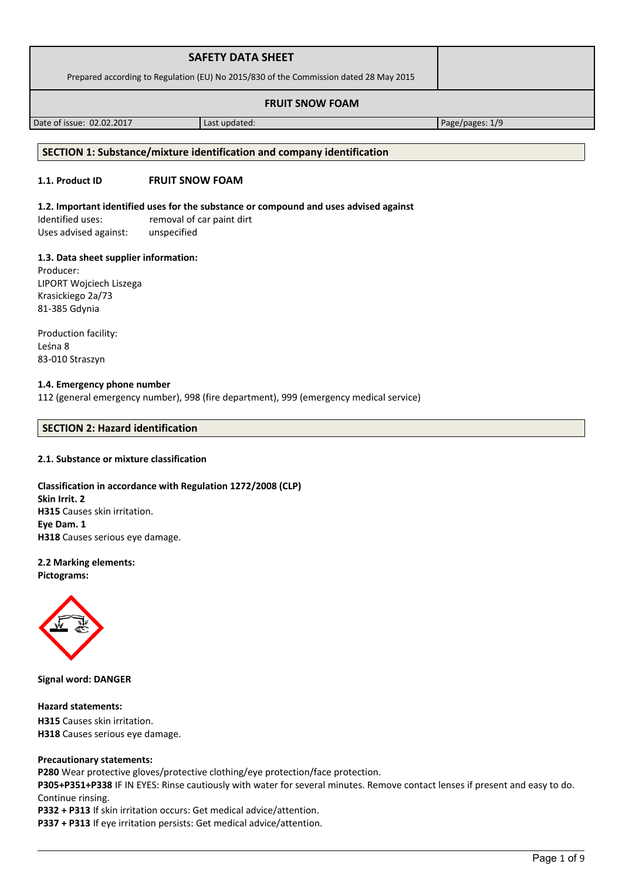| SAFETY DATA SHEET<br>Prepared according to Regulation (EU) No 2015/830 of the Commission dated 28 May 2015 | | |
|---|---|---|
| **FRUIT SNOW FOAM** | | |
| Date of issue: 02.02.2017 | Last updated: | Page/pages: 1/9 |

## SECTION 1: Substance/mixture identification and company identification

**1.1. Product ID** **FRUIT SNOW FOAM**

**1.2. Important identified uses for the substance or compound and uses advised against**

Identified uses: removal of car paint dirt
Uses advised against: unspecified

**1.3. Data sheet supplier information:**

Producer:
LIPORT Wojciech Liszega
Krasickiego 2a/73
81-385 Gdynia

Production facility:
Leśna 8
83-010 Straszyn

**1.4. Emergency phone number**

112 (general emergency number), 998 (fire department), 999 (emergency medical service)

## SECTION 2: Hazard identification

**2.1. Substance or mixture classification**

**Classification in accordance with Regulation 1272/2008 (CLP)**
**Skin Irrit. 2**
**H315** Causes skin irritation.
**Eye Dam. 1**
**H318** Causes serious eye damage.

**2.2 Marking elements:**
**Pictograms:**

**Signal word: DANGER**

**Hazard statements:**
**H315** Causes skin irritation.
**H318** Causes serious eye damage.

**Precautionary statements:**
**P280** Wear protective gloves/protective clothing/eye protection/face protection.
**P305+P351+P338** IF IN EYES: Rinse cautiously with water for several minutes. Remove contact lenses if present and easy to do. Continue rinsing.
**P332 + P313** If skin irritation occurs: Get medical advice/attention.
**P337 + P313** If eye irritation persists: Get medical advice/attention.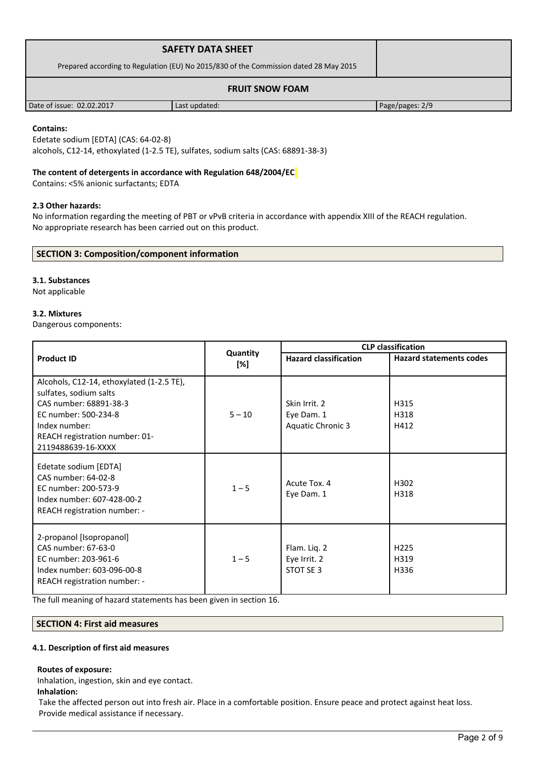**Contains:**
Edetate sodium [EDTA] (CAS: 64-02-8)
alcohols, C12-14, ethoxylated (1-2.5 TE), sulfates, sodium salts (CAS: 68891-38-3)

**The content of detergents in accordance with Regulation 648/2004/EC**
Contains: <5% anionic surfactants; EDTA

**2.3 Other hazards:**
No information regarding the meeting of PBT or vPvB criteria in accordance with appendix XIII of the REACH regulation.
No appropriate research has been carried out on this product.

## SECTION 3: Composition/component information

**3.1. Substances**
Not applicable

**3.2. Mixtures**
Dangerous components:

| Product ID | Quantity [%] | CLP classification | |
|---|---|---|---|
| | | **Hazard classification** | **Hazard statements codes** |
| Alcohols, C12-14, ethoxylated (1-2.5 TE), sulfates, sodium salts<br>CAS number: 68891-38-3<br>EC number: 500-234-8<br>Index number:<br>REACH registration number: 01-2119488639-16-XXXX | 5 – 10 | Skin Irrit. 2<br>Eye Dam. 1<br>Aquatic Chronic 3 | H315<br>H318<br>H412 |
| Edetate sodium [EDTA]<br>CAS number: 64-02-8<br>EC number: 200-573-9<br>Index number: 607-428-00-2<br>REACH registration number: - | 1 – 5 | Acute Tox. 4<br>Eye Dam. 1 | H302<br>H318 |
| 2-propanol [Isopropanol]<br>CAS number: 67-63-0<br>EC number: 203-961-6<br>Index number: 603-096-00-8<br>REACH registration number: - | 1 – 5 | Flam. Liq. 2<br>Eye Irrit. 2<br>STOT SE 3 | H225<br>H319<br>H336 |

The full meaning of hazard statements has been given in section 16.

## SECTION 4: First aid measures

**4.1. Description of first aid measures**

**Routes of exposure:**
Inhalation, ingestion, skin and eye contact.
**Inhalation:**
Take the affected person out into fresh air. Place in a comfortable position. Ensure peace and protect against heat loss. Provide medical assistance if necessary.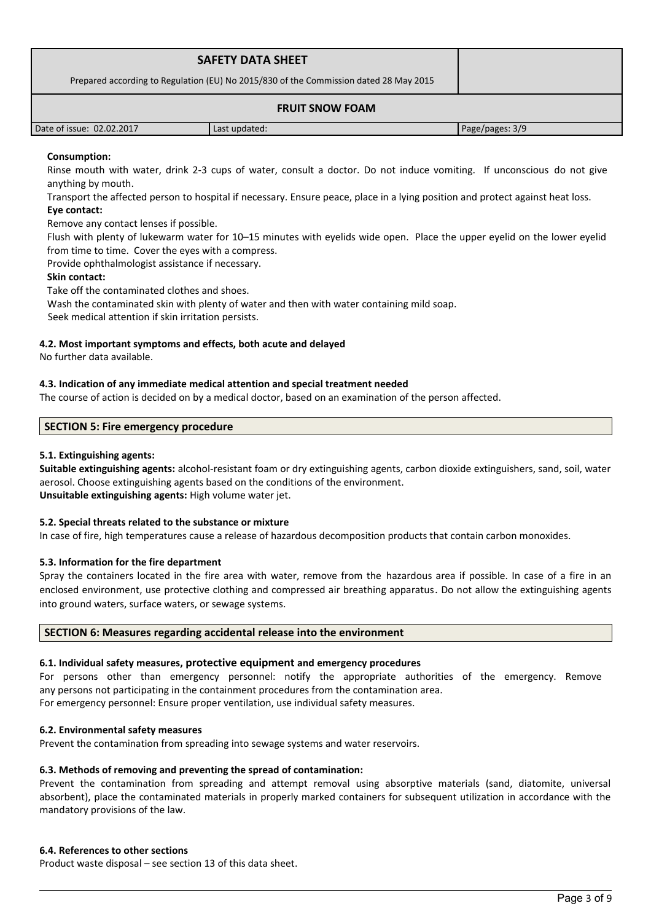**Consumption:**

Rinse mouth with water, drink 2-3 cups of water, consult a doctor. Do not induce vomiting. If unconscious do not give anything by mouth.

Transport the affected person to hospital if necessary. Ensure peace, place in a lying position and protect against heat loss.

**Eye contact:**

Remove any contact lenses if possible.

Flush with plenty of lukewarm water for 10–15 minutes with eyelids wide open. Place the upper eyelid on the lower eyelid from time to time. Cover the eyes with a compress.

Provide ophthalmologist assistance if necessary.

**Skin contact:**

Take off the contaminated clothes and shoes.

Wash the contaminated skin with plenty of water and then with water containing mild soap.

Seek medical attention if skin irritation persists.

### 4.2. Most important symptoms and effects, both acute and delayed

No further data available.

### 4.3. Indication of any immediate medical attention and special treatment needed

The course of action is decided on by a medical doctor, based on an examination of the person affected.

## SECTION 5: Fire emergency procedure

### 5.1. Extinguishing agents:

**Suitable extinguishing agents:** alcohol-resistant foam or dry extinguishing agents, carbon dioxide extinguishers, sand, soil, water aerosol. Choose extinguishing agents based on the conditions of the environment.

**Unsuitable extinguishing agents:** High volume water jet.

### 5.2. Special threats related to the substance or mixture

In case of fire, high temperatures cause a release of hazardous decomposition products that contain carbon monoxides.

### 5.3. Information for the fire department

Spray the containers located in the fire area with water, remove from the hazardous area if possible. In case of a fire in an enclosed environment, use protective clothing and compressed air breathing apparatus. Do not allow the extinguishing agents into ground waters, surface waters, or sewage systems.

## SECTION 6: Measures regarding accidental release into the environment

### 6.1. Individual safety measures, protective equipment and emergency procedures

For persons other than emergency personnel: notify the appropriate authorities of the emergency. Remove any persons not participating in the containment procedures from the contamination area.

For emergency personnel: Ensure proper ventilation, use individual safety measures.

### 6.2. Environmental safety measures

Prevent the contamination from spreading into sewage systems and water reservoirs.

### 6.3. Methods of removing and preventing the spread of contamination:

Prevent the contamination from spreading and attempt removal using absorptive materials (sand, diatomite, universal absorbent), place the contaminated materials in properly marked containers for subsequent utilization in accordance with the mandatory provisions of the law.

### 6.4. References to other sections

Product waste disposal – see section 13 of this data sheet.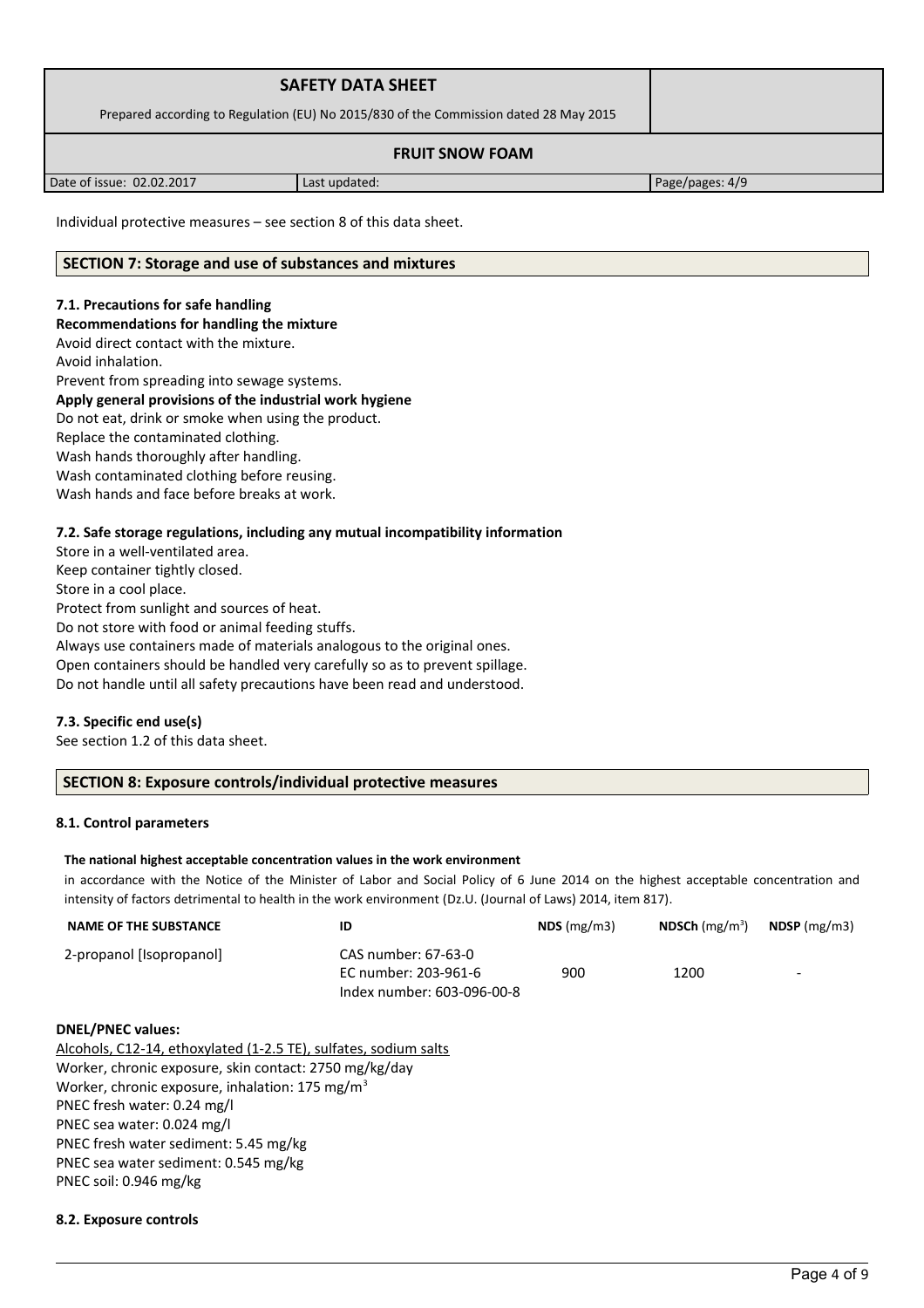Individual protective measures – see section 8 of this data sheet.

## SECTION 7: Storage and use of substances and mixtures

### 7.1. Precautions for safe handling

**Recommendations for handling the mixture**

Avoid direct contact with the mixture.
Avoid inhalation.
Prevent from spreading into sewage systems.

**Apply general provisions of the industrial work hygiene**

Do not eat, drink or smoke when using the product.
Replace the contaminated clothing.
Wash hands thoroughly after handling.
Wash contaminated clothing before reusing.
Wash hands and face before breaks at work.

### 7.2. Safe storage regulations, including any mutual incompatibility information

Store in a well-ventilated area.
Keep container tightly closed.
Store in a cool place.
Protect from sunlight and sources of heat.
Do not store with food or animal feeding stuffs.
Always use containers made of materials analogous to the original ones.
Open containers should be handled very carefully so as to prevent spillage.
Do not handle until all safety precautions have been read and understood.

### 7.3. Specific end use(s)

See section 1.2 of this data sheet.

## SECTION 8: Exposure controls/individual protective measures

### 8.1. Control parameters

**The national highest acceptable concentration values in the work environment**

in accordance with the Notice of the Minister of Labor and Social Policy of 6 June 2014 on the highest acceptable concentration and intensity of factors detrimental to health in the work environment (Dz.U. (Journal of Laws) 2014, item 817).

| NAME OF THE SUBSTANCE | ID | NDS (mg/m3) | NDSCh (mg/m$^3$) | NDSP (mg/m3) |
|---|---|---|---|---|
| 2-propanol [Isopropanol] | CAS number: 67-63-0<br>EC number: 203-961-6<br>Index number: 603-096-00-8 | 900 | 1200 | - |

**DNEL/PNEC values:**

Alcohols, C12-14, ethoxylated (1-2.5 TE), sulfates, sodium salts
Worker, chronic exposure, skin contact: 2750 mg/kg/day
Worker, chronic exposure, inhalation: 175 mg/m$^3$
PNEC fresh water: 0.24 mg/l
PNEC sea water: 0.024 mg/l
PNEC fresh water sediment: 5.45 mg/kg
PNEC sea water sediment: 0.545 mg/kg
PNEC soil: 0.946 mg/kg

### 8.2. Exposure controls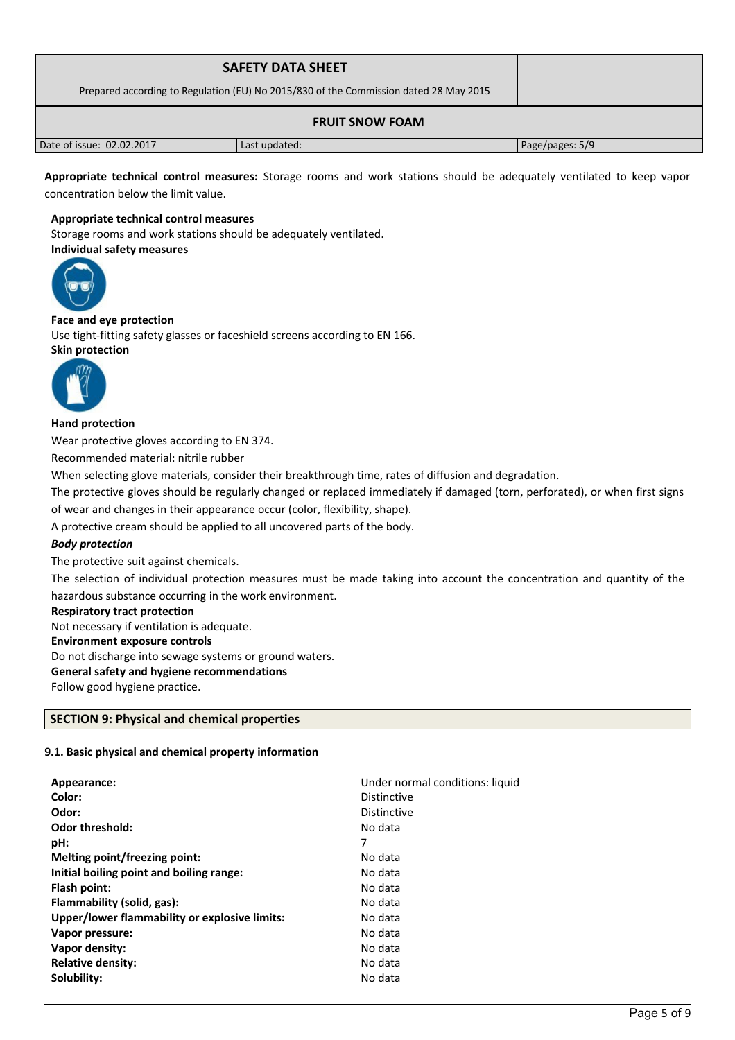**Appropriate technical control measures:** Storage rooms and work stations should be adequately ventilated to keep vapor concentration below the limit value.

**Appropriate technical control measures**

Storage rooms and work stations should be adequately ventilated.

**Individual safety measures**

**Face and eye protection**

Use tight-fitting safety glasses or faceshield screens according to EN 166.

**Skin protection**

**Hand protection**

Wear protective gloves according to EN 374.

Recommended material: nitrile rubber

When selecting glove materials, consider their breakthrough time, rates of diffusion and degradation.

The protective gloves should be regularly changed or replaced immediately if damaged (torn, perforated), or when first signs of wear and changes in their appearance occur (color, flexibility, shape).

A protective cream should be applied to all uncovered parts of the body.

***Body protection***

The protective suit against chemicals.

The selection of individual protection measures must be made taking into account the concentration and quantity of the hazardous substance occurring in the work environment.

**Respiratory tract protection**

Not necessary if ventilation is adequate.

**Environment exposure controls**

Do not discharge into sewage systems or ground waters.

**General safety and hygiene recommendations**

Follow good hygiene practice.

## SECTION 9: Physical and chemical properties

### 9.1. Basic physical and chemical property information

| | |
|---|---|
| **Appearance:** | Under normal conditions: liquid |
| **Color:** | Distinctive |
| **Odor:** | Distinctive |
| **Odor threshold:** | No data |
| **pH:** | 7 |
| **Melting point/freezing point:** | No data |
| **Initial boiling point and boiling range:** | No data |
| **Flash point:** | No data |
| **Flammability (solid, gas):** | No data |
| **Upper/lower flammability or explosive limits:** | No data |
| **Vapor pressure:** | No data |
| **Vapor density:** | No data |
| **Relative density:** | No data |
| **Solubility:** | No data |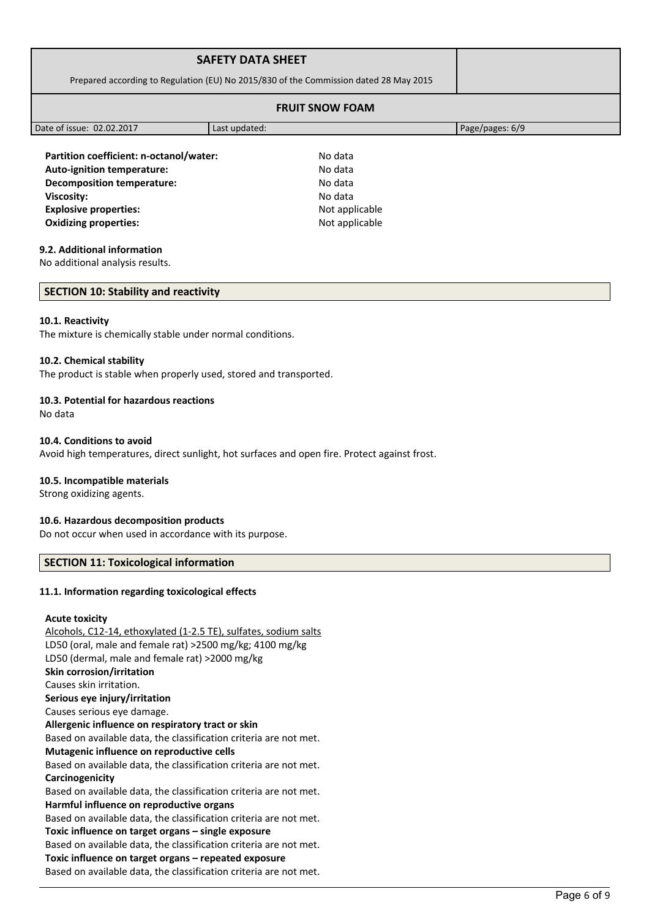| Property | Value |
|---|---|
| **Partition coefficient: n-octanol/water:** | No data |
| **Auto-ignition temperature:** | No data |
| **Decomposition temperature:** | No data |
| **Viscosity:** | No data |
| **Explosive properties:** | Not applicable |
| **Oxidizing properties:** | Not applicable |

### 9.2. Additional information

No additional analysis results.

## SECTION 10: Stability and reactivity

### 10.1. Reactivity

The mixture is chemically stable under normal conditions.

### 10.2. Chemical stability

The product is stable when properly used, stored and transported.

### 10.3. Potential for hazardous reactions

No data

### 10.4. Conditions to avoid

Avoid high temperatures, direct sunlight, hot surfaces and open fire. Protect against frost.

### 10.5. Incompatible materials

Strong oxidizing agents.

### 10.6. Hazardous decomposition products

Do not occur when used in accordance with its purpose.

## SECTION 11: Toxicological information

### 11.1. Information regarding toxicological effects

**Acute toxicity**

Alcohols, C12-14, ethoxylated (1-2.5 TE), sulfates, sodium salts
LD50 (oral, male and female rat) >2500 mg/kg; 4100 mg/kg
LD50 (dermal, male and female rat) >2000 mg/kg

**Skin corrosion/irritation**

Causes skin irritation.

**Serious eye injury/irritation**

Causes serious eye damage.

**Allergenic influence on respiratory tract or skin**

Based on available data, the classification criteria are not met.

**Mutagenic influence on reproductive cells**

Based on available data, the classification criteria are not met.

**Carcinogenicity**

Based on available data, the classification criteria are not met.

**Harmful influence on reproductive organs**

Based on available data, the classification criteria are not met.

**Toxic influence on target organs – single exposure**

Based on available data, the classification criteria are not met.

**Toxic influence on target organs – repeated exposure**

Based on available data, the classification criteria are not met.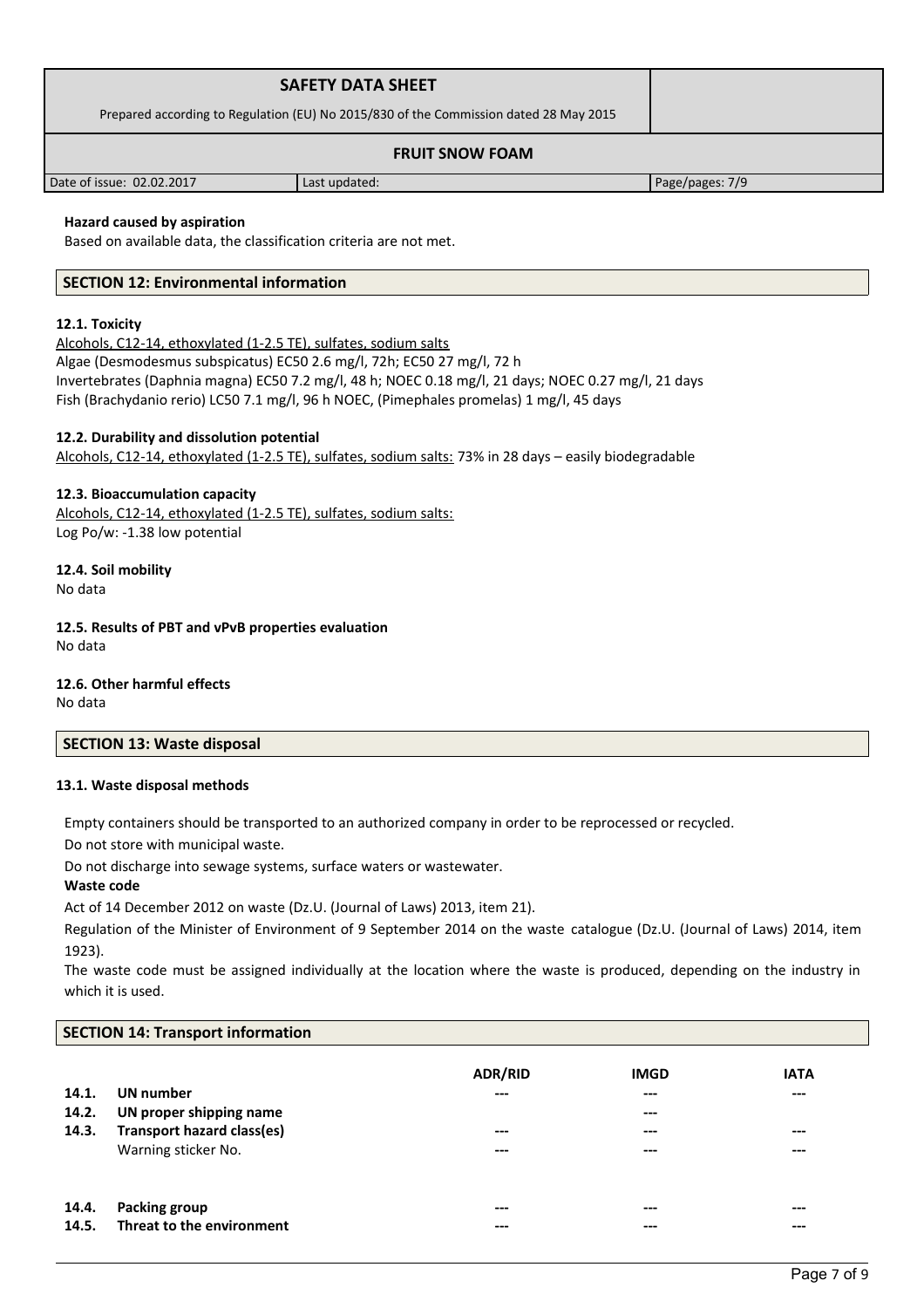**Hazard caused by aspiration**

Based on available data, the classification criteria are not met.

## SECTION 12: Environmental information

**12.1. Toxicity**

Alcohols, C12-14, ethoxylated (1-2.5 TE), sulfates, sodium salts
Algae (Desmodesmus subspicatus) EC50 2.6 mg/l, 72h; EC50 27 mg/l, 72 h
Invertebrates (Daphnia magna) EC50 7.2 mg/l, 48 h; NOEC 0.18 mg/l, 21 days; NOEC 0.27 mg/l, 21 days
Fish (Brachydanio rerio) LC50 7.1 mg/l, 96 h NOEC, (Pimephales promelas) 1 mg/l, 45 days

**12.2. Durability and dissolution potential**

Alcohols, C12-14, ethoxylated (1-2.5 TE), sulfates, sodium salts: 73% in 28 days – easily biodegradable

**12.3. Bioaccumulation capacity**

Alcohols, C12-14, ethoxylated (1-2.5 TE), sulfates, sodium salts:
Log Po/w: -1.38 low potential

**12.4. Soil mobility**

No data

**12.5. Results of PBT and vPvB properties evaluation**

No data

**12.6. Other harmful effects**

No data

## SECTION 13: Waste disposal

**13.1. Waste disposal methods**

Empty containers should be transported to an authorized company in order to be reprocessed or recycled.

Do not store with municipal waste.

Do not discharge into sewage systems, surface waters or wastewater.

**Waste code**

Act of 14 December 2012 on waste (Dz.U. (Journal of Laws) 2013, item 21).

Regulation of the Minister of Environment of 9 September 2014 on the waste catalogue (Dz.U. (Journal of Laws) 2014, item 1923).

The waste code must be assigned individually at the location where the waste is produced, depending on the industry in which it is used.

## SECTION 14: Transport information

| | | ADR/RID | IMGD | IATA |
|---|---|---|---|---|
| **14.1.** | **UN number** | --- | --- | --- |
| **14.2.** | **UN proper shipping name** | | --- | |
| **14.3.** | **Transport hazard class(es)** | --- | --- | --- |
| | Warning sticker No. | --- | --- | --- |
| **14.4.** | **Packing group** | --- | --- | --- |
| **14.5.** | **Threat to the environment** | --- | --- | --- |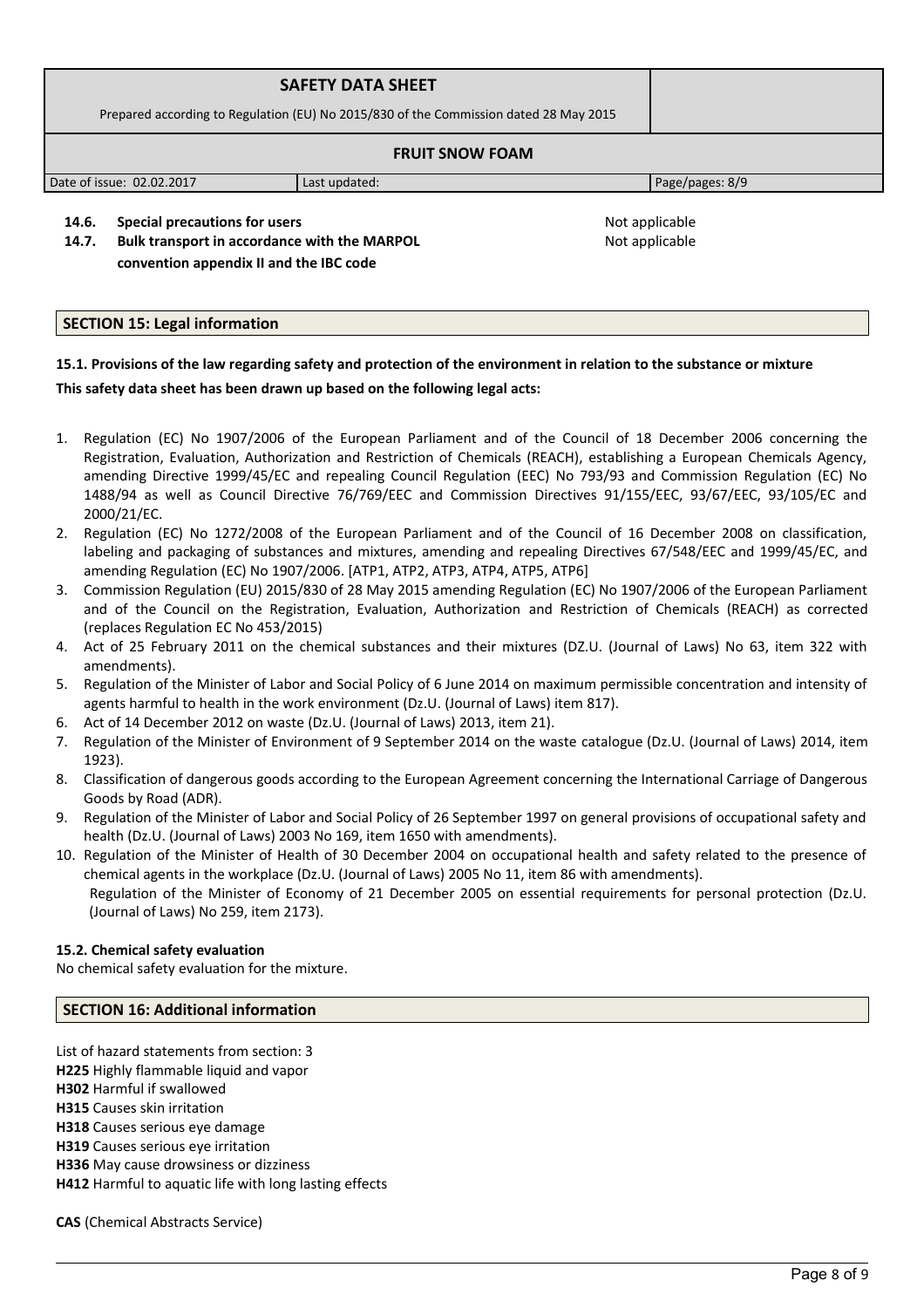| **14.6.** | **Special precautions for users** | Not applicable |
|---|---|---|
| **14.7.** | **Bulk transport in accordance with the MARPOL convention appendix II and the IBC code** | Not applicable |

## SECTION 15: Legal information

**15.1. Provisions of the law regarding safety and protection of the environment in relation to the substance or mixture**

**This safety data sheet has been drawn up based on the following legal acts:**

1. Regulation (EC) No 1907/2006 of the European Parliament and of the Council of 18 December 2006 concerning the Registration, Evaluation, Authorization and Restriction of Chemicals (REACH), establishing a European Chemicals Agency, amending Directive 1999/45/EC and repealing Council Regulation (EEC) No 793/93 and Commission Regulation (EC) No 1488/94 as well as Council Directive 76/769/EEC and Commission Directives 91/155/EEC, 93/67/EEC, 93/105/EC and 2000/21/EC.
2. Regulation (EC) No 1272/2008 of the European Parliament and of the Council of 16 December 2008 on classification, labeling and packaging of substances and mixtures, amending and repealing Directives 67/548/EEC and 1999/45/EC, and amending Regulation (EC) No 1907/2006. [ATP1, ATP2, ATP3, ATP4, ATP5, ATP6]
3. Commission Regulation (EU) 2015/830 of 28 May 2015 amending Regulation (EC) No 1907/2006 of the European Parliament and of the Council on the Registration, Evaluation, Authorization and Restriction of Chemicals (REACH) as corrected (replaces Regulation EC No 453/2015)
4. Act of 25 February 2011 on the chemical substances and their mixtures (DZ.U. (Journal of Laws) No 63, item 322 with amendments).
5. Regulation of the Minister of Labor and Social Policy of 6 June 2014 on maximum permissible concentration and intensity of agents harmful to health in the work environment (Dz.U. (Journal of Laws) item 817).
6. Act of 14 December 2012 on waste (Dz.U. (Journal of Laws) 2013, item 21).
7. Regulation of the Minister of Environment of 9 September 2014 on the waste catalogue (Dz.U. (Journal of Laws) 2014, item 1923).
8. Classification of dangerous goods according to the European Agreement concerning the International Carriage of Dangerous Goods by Road (ADR).
9. Regulation of the Minister of Labor and Social Policy of 26 September 1997 on general provisions of occupational safety and health (Dz.U. (Journal of Laws) 2003 No 169, item 1650 with amendments).
10. Regulation of the Minister of Health of 30 December 2004 on occupational health and safety related to the presence of chemical agents in the workplace (Dz.U. (Journal of Laws) 2005 No 11, item 86 with amendments).
    Regulation of the Minister of Economy of 21 December 2005 on essential requirements for personal protection (Dz.U. (Journal of Laws) No 259, item 2173).

**15.2. Chemical safety evaluation**

No chemical safety evaluation for the mixture.

## SECTION 16: Additional information

List of hazard statements from section: 3

**H225** Highly flammable liquid and vapor
**H302** Harmful if swallowed
**H315** Causes skin irritation
**H318** Causes serious eye damage
**H319** Causes serious eye irritation
**H336** May cause drowsiness or dizziness
**H412** Harmful to aquatic life with long lasting effects

**CAS** (Chemical Abstracts Service)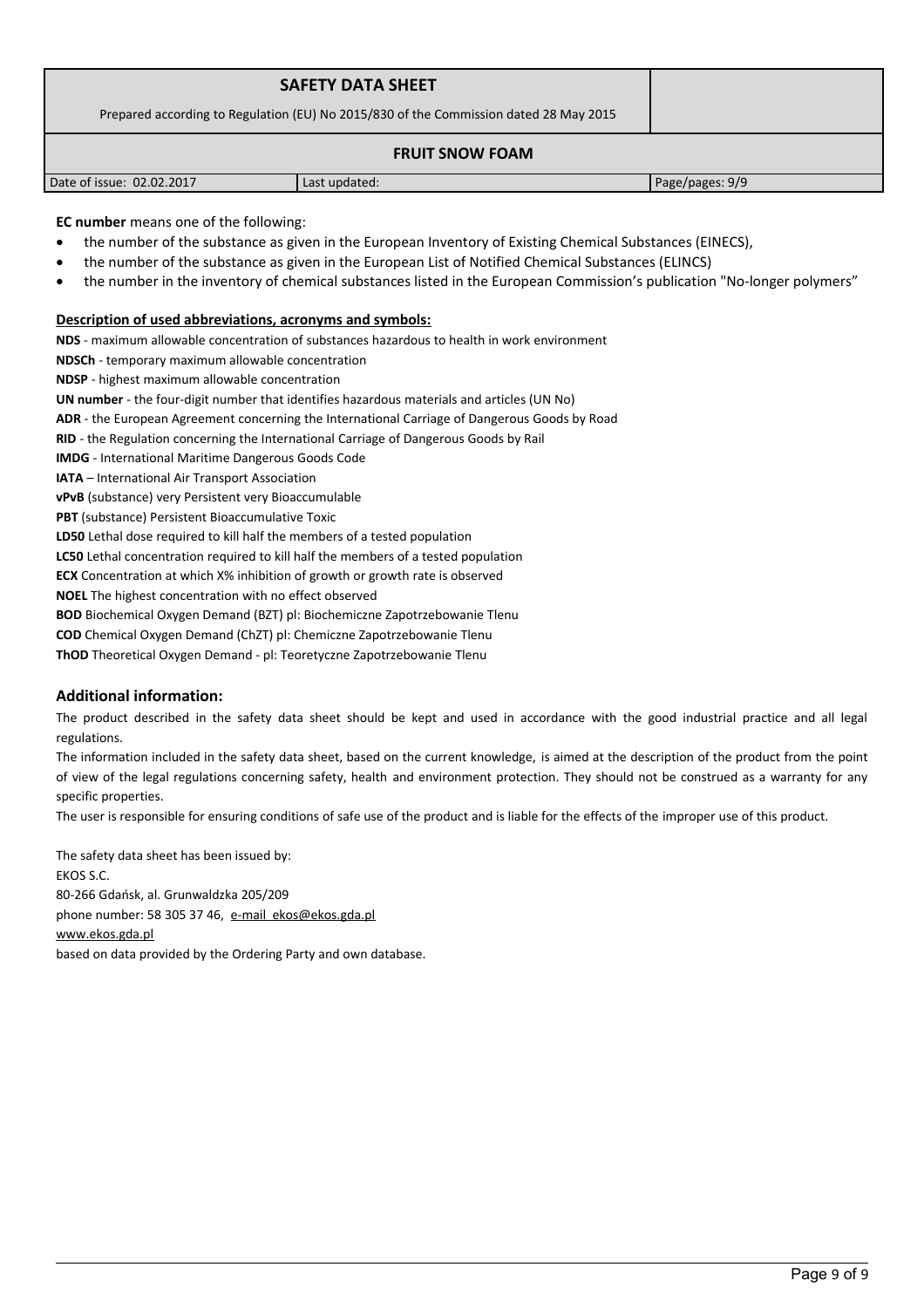**EC number** means one of the following:

- the number of the substance as given in the European Inventory of Existing Chemical Substances (EINECS),
- the number of the substance as given in the European List of Notified Chemical Substances (ELINCS)
- the number in the inventory of chemical substances listed in the European Commission's publication "No-longer polymers"

**Description of used abbreviations, acronyms and symbols:**

**NDS** - maximum allowable concentration of substances hazardous to health in work environment
**NDSCh** - temporary maximum allowable concentration
**NDSP** - highest maximum allowable concentration
**UN number** - the four-digit number that identifies hazardous materials and articles (UN No)
**ADR** - the European Agreement concerning the International Carriage of Dangerous Goods by Road
**RID** - the Regulation concerning the International Carriage of Dangerous Goods by Rail
**IMDG** - International Maritime Dangerous Goods Code
**IATA** – International Air Transport Association
**vPvB** (substance) very Persistent very Bioaccumulable
**PBT** (substance) Persistent Bioaccumulative Toxic
**LD50** Lethal dose required to kill half the members of a tested population
**LC50** Lethal concentration required to kill half the members of a tested population
**ECX** Concentration at which X% inhibition of growth or growth rate is observed
**NOEL** The highest concentration with no effect observed
**BOD** Biochemical Oxygen Demand (BZT) pl: Biochemiczne Zapotrzebowanie Tlenu
**COD** Chemical Oxygen Demand (ChZT) pl: Chemiczne Zapotrzebowanie Tlenu
**ThOD** Theoretical Oxygen Demand - pl: Teoretyczne Zapotrzebowanie Tlenu

## Additional information:

The product described in the safety data sheet should be kept and used in accordance with the good industrial practice and all legal regulations.

The information included in the safety data sheet, based on the current knowledge, is aimed at the description of the product from the point of view of the legal regulations concerning safety, health and environment protection. They should not be construed as a warranty for any specific properties.

The user is responsible for ensuring conditions of safe use of the product and is liable for the effects of the improper use of this product.

The safety data sheet has been issued by:
EKOS S.C.
80-266 Gdańsk, al. Grunwaldzka 205/209
phone number: 58 305 37 46, e-mail ekos@ekos.gda.pl
www.ekos.gda.pl
based on data provided by the Ordering Party and own database.